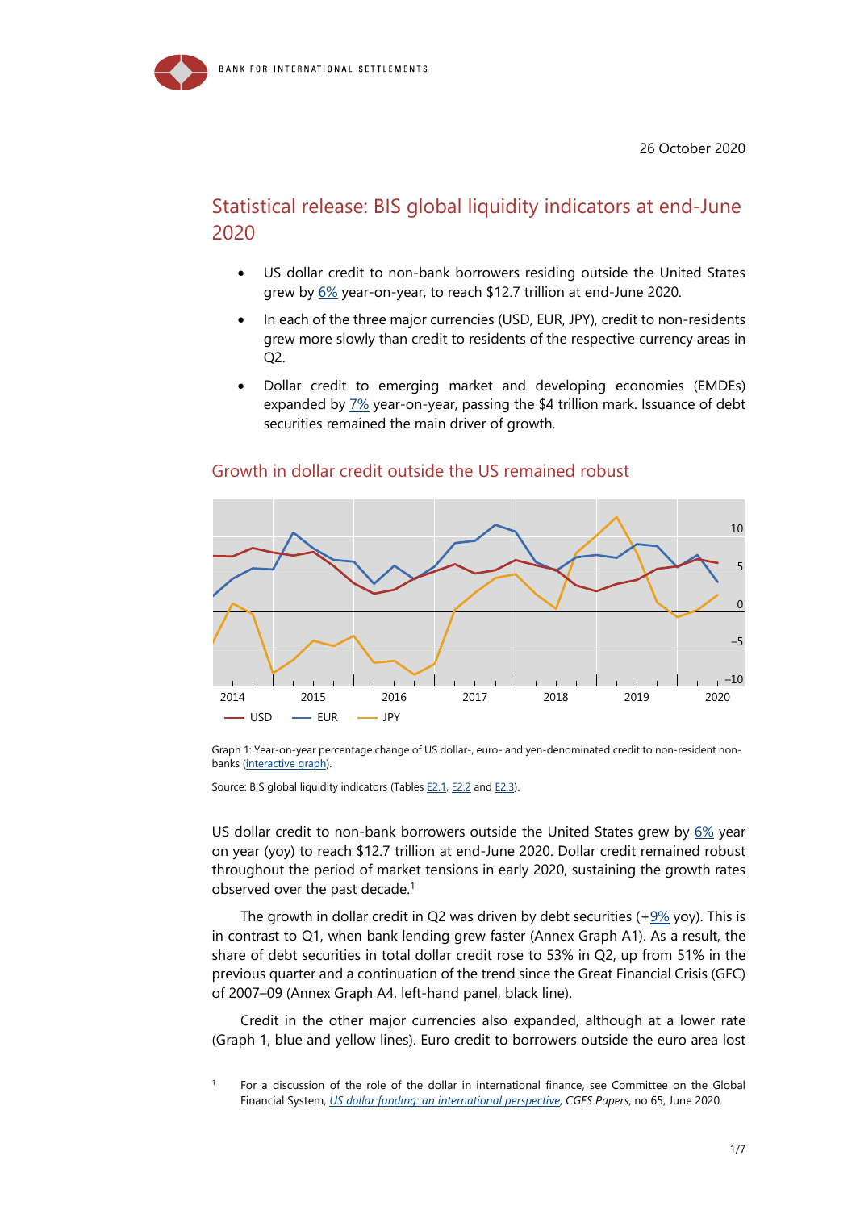26 October 2020

# Statistical release: BIS global liquidity indicators at end-June 2020

- US dollar credit to non-bank borrowers residing outside the United States grew by 6% year-on-year, to reach $12.7 trillion at end-June 2020.
- In each of the three major currencies (USD, EUR, JPY), credit to non-residents grew more slowly than credit to residents of the respective currency areas in Q2.
- Dollar credit to emerging market and developing economies (EMDEs) expanded by 7% year-on-year, passing the $4 trillion mark. Issuance of debt securities remained the main driver of growth.

## Growth in dollar credit outside the US remained robust

Graph 1: Year-on-year percentage change of US dollar-, euro- and yen-denominated credit to non-resident non-banks (interactive graph).

Source: BIS global liquidity indicators (Tables E2.1, E2.2 and E2.3).

US dollar credit to non-bank borrowers outside the United States grew by 6% year on year (yoy) to reach $12.7 trillion at end-June 2020. Dollar credit remained robust throughout the period of market tensions in early 2020, sustaining the growth rates observed over the past decade.[1]

The growth in dollar credit in Q2 was driven by debt securities (+9% yoy). This is in contrast to Q1, when bank lending grew faster (Annex Graph A1). As a result, the share of debt securities in total dollar credit rose to 53% in Q2, up from 51% in the previous quarter and a continuation of the trend since the Great Financial Crisis (GFC) of 2007–09 (Annex Graph A4, left-hand panel, black line).

Credit in the other major currencies also expanded, although at a lower rate (Graph 1, blue and yellow lines). Euro credit to borrowers outside the euro area lost

[1] For a discussion of the role of the dollar in international finance, see Committee on the Global Financial System, *US dollar funding: an international perspective*, *CGFS Papers*, no 65, June 2020.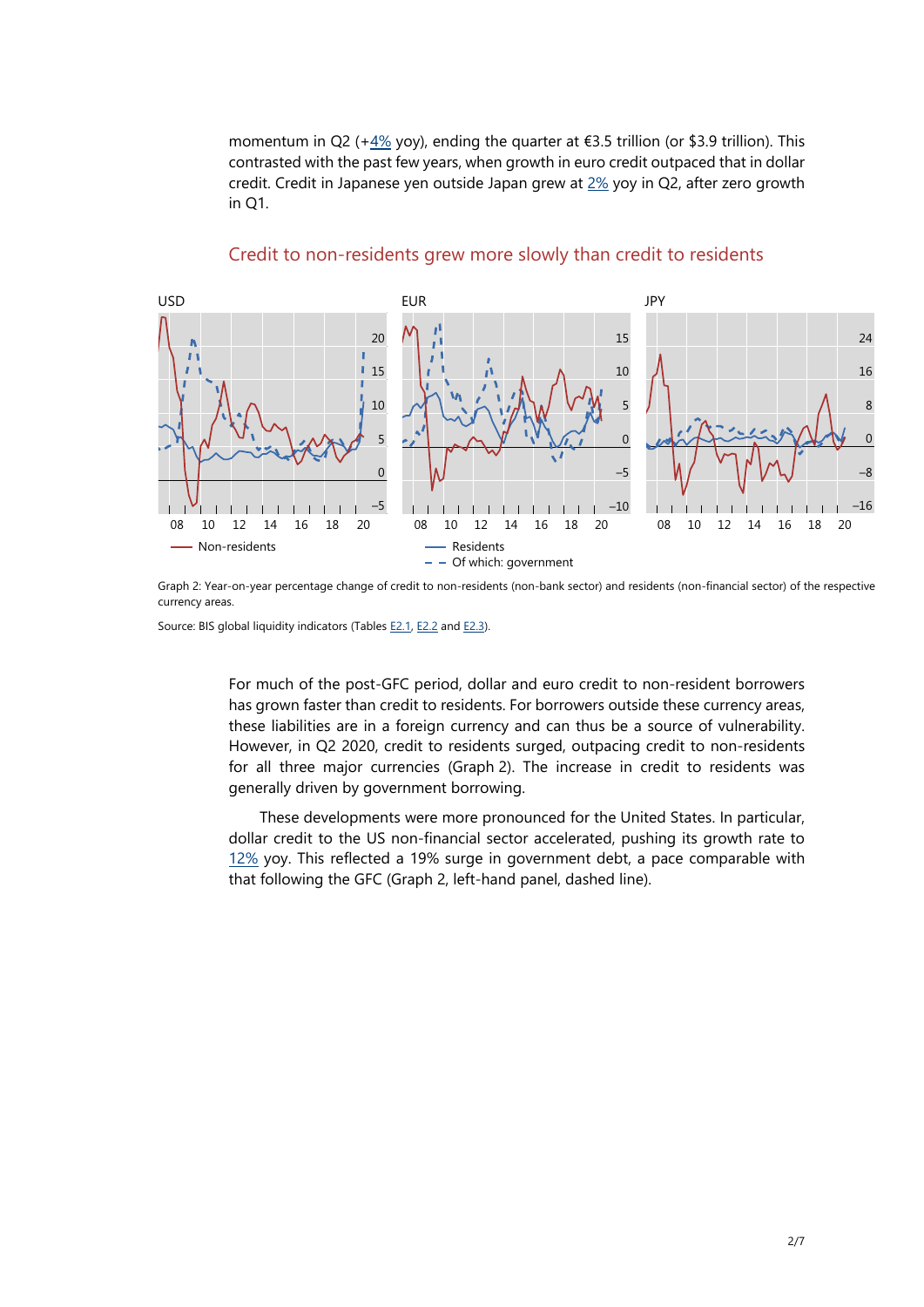momentum in Q2 (+4% yoy), ending the quarter at €3.5 trillion (or $3.9 trillion). This contrasted with the past few years, when growth in euro credit outpaced that in dollar credit. Credit in Japanese yen outside Japan grew at 2% yoy in Q2, after zero growth in Q1.

## Credit to non-residents grew more slowly than credit to residents

Graph 2: Year-on-year percentage change of credit to non-residents (non-bank sector) and residents (non-financial sector) of the respective currency areas.

Source: BIS global liquidity indicators (Tables E2.1, E2.2 and E2.3).

For much of the post-GFC period, dollar and euro credit to non-resident borrowers has grown faster than credit to residents. For borrowers outside these currency areas, these liabilities are in a foreign currency and can thus be a source of vulnerability. However, in Q2 2020, credit to residents surged, outpacing credit to non-residents for all three major currencies (Graph 2). The increase in credit to residents was generally driven by government borrowing.

These developments were more pronounced for the United States. In particular, dollar credit to the US non-financial sector accelerated, pushing its growth rate to 12% yoy. This reflected a 19% surge in government debt, a pace comparable with that following the GFC (Graph 2, left-hand panel, dashed line).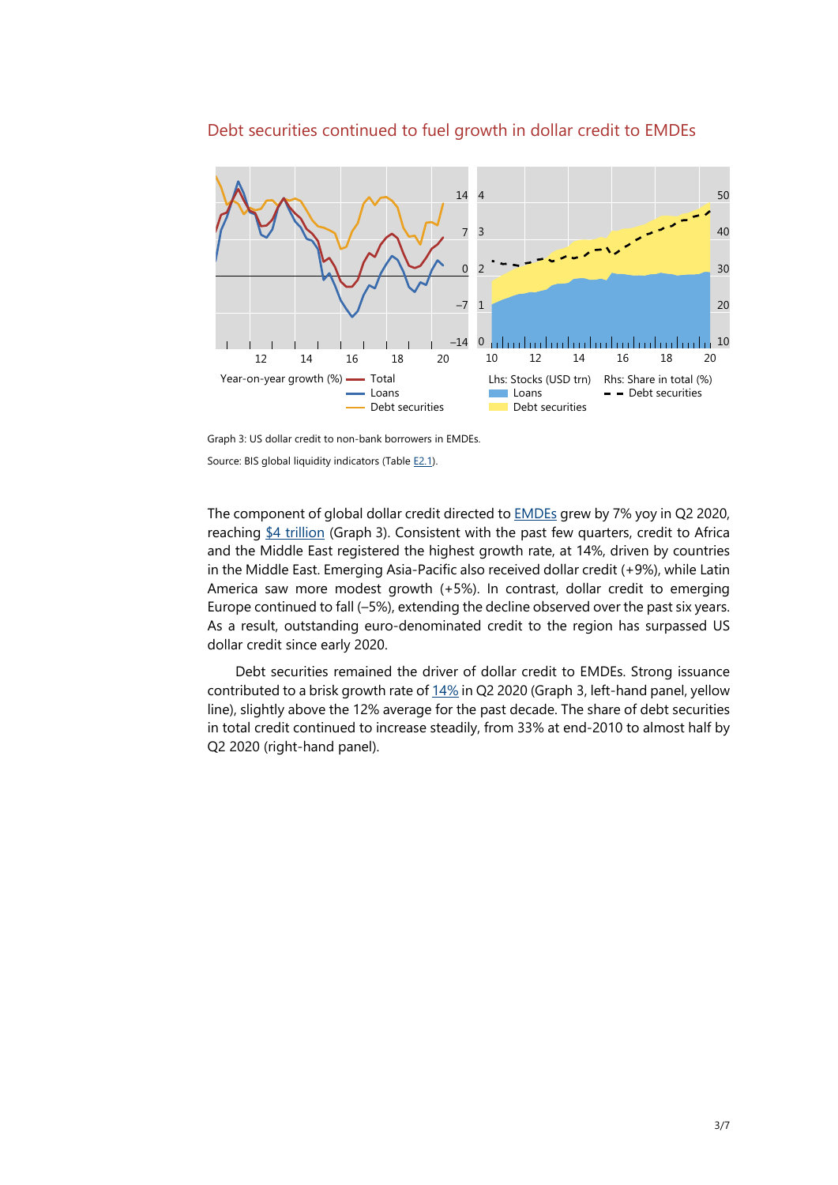## Debt securities continued to fuel growth in dollar credit to EMDEs

Graph 3: US dollar credit to non-bank borrowers in EMDEs.

Source: BIS global liquidity indicators (Table E2.1).

The component of global dollar credit directed to EMDEs grew by 7% yoy in Q2 2020, reaching $4 trillion (Graph 3). Consistent with the past few quarters, credit to Africa and the Middle East registered the highest growth rate, at 14%, driven by countries in the Middle East. Emerging Asia-Pacific also received dollar credit (+9%), while Latin America saw more modest growth (+5%). In contrast, dollar credit to emerging Europe continued to fall (–5%), extending the decline observed over the past six years. As a result, outstanding euro-denominated credit to the region has surpassed US dollar credit since early 2020.

Debt securities remained the driver of dollar credit to EMDEs. Strong issuance contributed to a brisk growth rate of 14% in Q2 2020 (Graph 3, left-hand panel, yellow line), slightly above the 12% average for the past decade. The share of debt securities in total credit continued to increase steadily, from 33% at end-2010 to almost half by Q2 2020 (right-hand panel).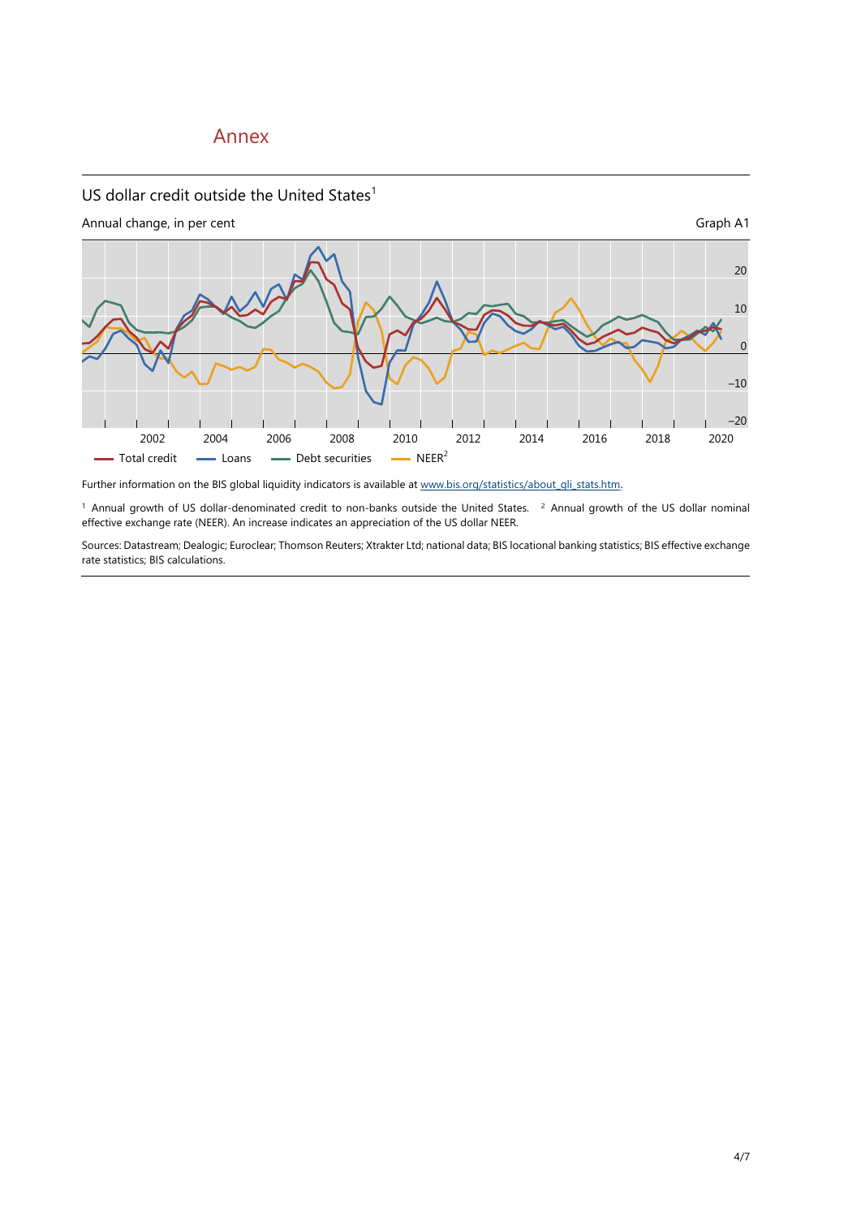# Annex

## US dollar credit outside the United States[1]

Annual change, in per cent

Graph A1

Further information on the BIS global liquidity indicators is available at www.bis.org/statistics/about_gli_stats.htm.

[1] Annual growth of US dollar-denominated credit to non-banks outside the United States. [2] Annual growth of the US dollar nominal effective exchange rate (NEER). An increase indicates an appreciation of the US dollar NEER.

Sources: Datastream; Dealogic; Euroclear; Thomson Reuters; Xtrakter Ltd; national data; BIS locational banking statistics; BIS effective exchange rate statistics; BIS calculations.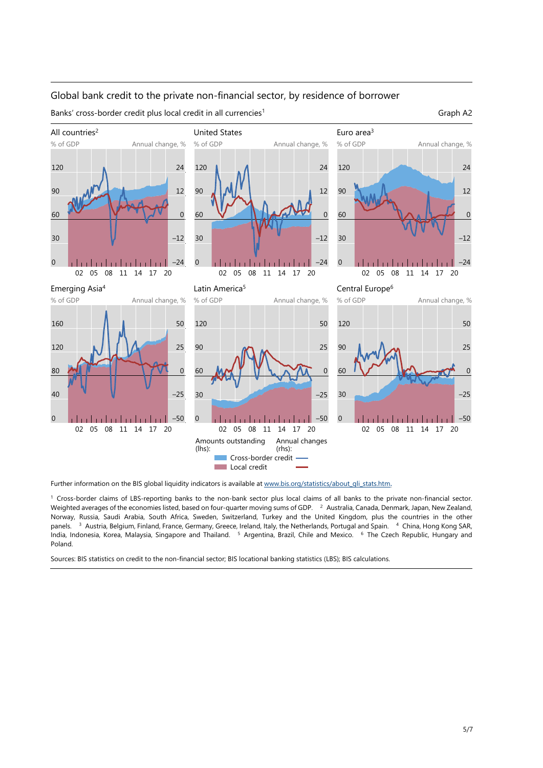## Global bank credit to the private non-financial sector, by residence of borrower

Banks' cross-border credit plus local credit in all currencies[1]

Graph A2

All countries[2] | United States | Euro area[3]

Emerging Asia[4] | Latin America[5] | Central Europe[6]

Amounts outstanding (lhs): Cross-border credit; Local credit. Annual changes (rhs): Cross-border credit; Local credit.

Further information on the BIS global liquidity indicators is available at www.bis.org/statistics/about_gli_stats.htm.

[1] Cross-border claims of LBS-reporting banks to the non-bank sector plus local claims of all banks to the private non-financial sector. Weighted averages of the economies listed, based on four-quarter moving sums of GDP. [2] Australia, Canada, Denmark, Japan, New Zealand, Norway, Russia, Saudi Arabia, South Africa, Sweden, Switzerland, Turkey and the United Kingdom, plus the countries in the other panels. [3] Austria, Belgium, Finland, France, Germany, Greece, Ireland, Italy, the Netherlands, Portugal and Spain. [4] China, Hong Kong SAR, India, Indonesia, Korea, Malaysia, Singapore and Thailand. [5] Argentina, Brazil, Chile and Mexico. [6] The Czech Republic, Hungary and Poland.

Sources: BIS statistics on credit to the non-financial sector; BIS locational banking statistics (LBS); BIS calculations.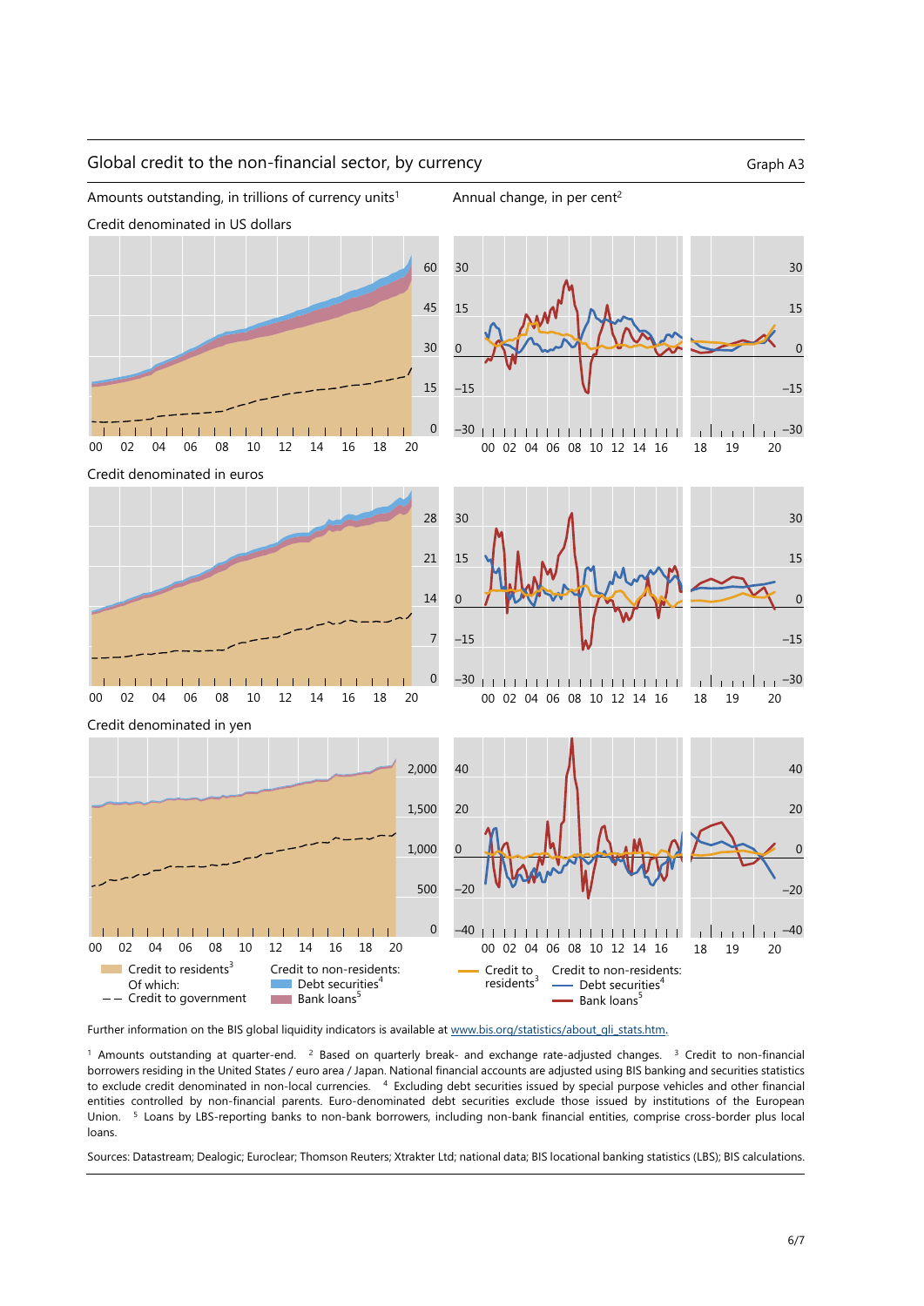## Global credit to the non-financial sector, by currency

Graph A3

Amounts outstanding, in trillions of currency units[1]

Annual change, in per cent[2]

Credit denominated in US dollars

Credit denominated in euros

Credit denominated in yen

Credit to residents[3]
Of which:
Credit to government

Credit to non-residents:
Debt securities[4]
Bank loans[5]

Credit to residents[3]

Credit to non-residents:
Debt securities[4]
Bank loans[5]

Further information on the BIS global liquidity indicators is available at www.bis.org/statistics/about_gli_stats.htm.

[1] Amounts outstanding at quarter-end. [2] Based on quarterly break- and exchange rate-adjusted changes. [3] Credit to non-financial borrowers residing in the United States / euro area / Japan. National financial accounts are adjusted using BIS banking and securities statistics to exclude credit denominated in non-local currencies. [4] Excluding debt securities issued by special purpose vehicles and other financial entities controlled by non-financial parents. Euro-denominated debt securities exclude those issued by institutions of the European Union. [5] Loans by LBS-reporting banks to non-bank borrowers, including non-bank financial entities, comprise cross-border plus local loans.

Sources: Datastream; Dealogic; Euroclear; Thomson Reuters; Xtrakter Ltd; national data; BIS locational banking statistics (LBS); BIS calculations.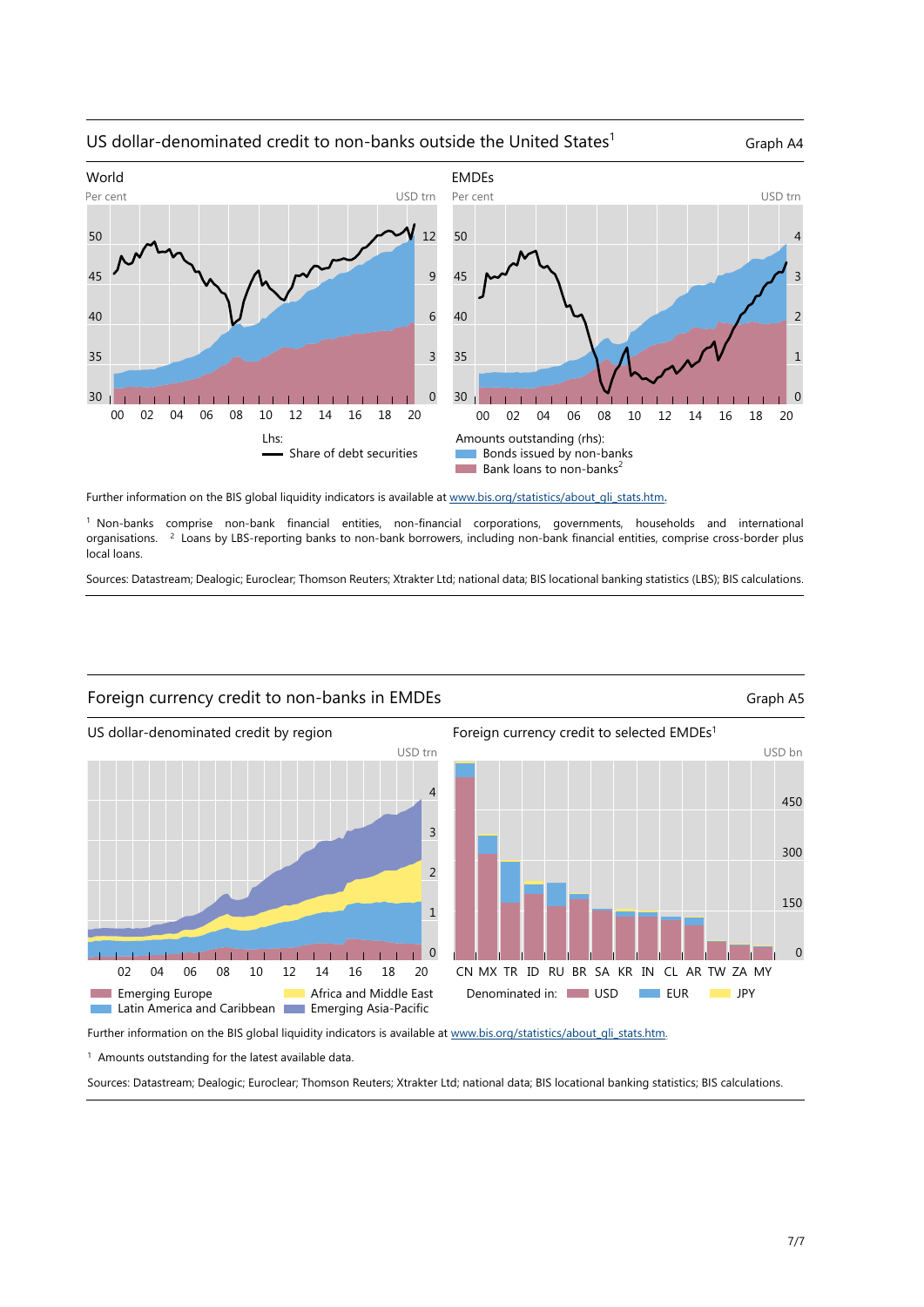## US dollar-denominated credit to non-banks outside the United States[1]

Graph A4

World

Per cent

USD trn

50 45 40 35 30

12 9 6 3 0

00 02 04 06 08 10 12 14 16 18 20

EMDEs

Per cent

USD trn

50 45 40 35 30

4 3 2 1 0

00 02 04 06 08 10 12 14 16 18 20

Lhs:
Share of debt securities

Amounts outstanding (rhs):
Bonds issued by non-banks
Bank loans to non-banks[2]

Further information on the BIS global liquidity indicators is available at www.bis.org/statistics/about_gli_stats.htm.

[1] Non-banks comprise non-bank financial entities, non-financial corporations, governments, households and international organisations. [2] Loans by LBS-reporting banks to non-bank borrowers, including non-bank financial entities, comprise cross-border plus local loans.

Sources: Datastream; Dealogic; Euroclear; Thomson Reuters; Xtrakter Ltd; national data; BIS locational banking statistics (LBS); BIS calculations.

## Foreign currency credit to non-banks in EMDEs

Graph A5

US dollar-denominated credit by region

USD trn

4 3 2 1 0

02 04 06 08 10 12 14 16 18 20

Emerging Europe
Latin America and Caribbean
Africa and Middle East
Emerging Asia-Pacific

Foreign currency credit to selected EMDEs[1]

USD bn

450 300 150 0

CN MX TR ID RU BR SA KR IN CL AR TW ZA MY

Denominated in: USD EUR JPY

Further information on the BIS global liquidity indicators is available at www.bis.org/statistics/about_gli_stats.htm.

[1] Amounts outstanding for the latest available data.

Sources: Datastream; Dealogic; Euroclear; Thomson Reuters; Xtrakter Ltd; national data; BIS locational banking statistics; BIS calculations.